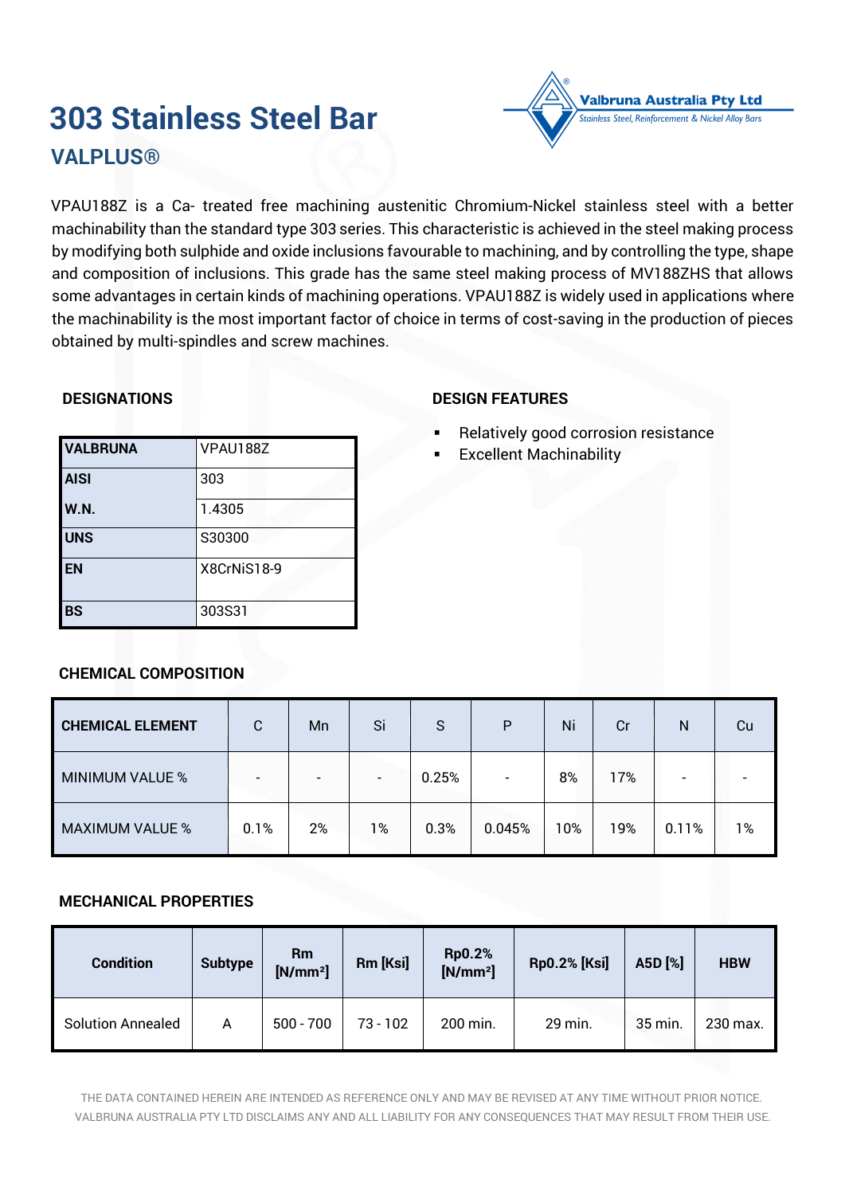# 303 Stainless Steel Bar

## VALPLUS®

Valbruna Australia Pty Ltd
Stainless Steel, Reinforcement & Nickel Alloy Bars

VPAU188Z is a Ca- treated free machining austenitic Chromium-Nickel stainless steel with a better machinability than the standard type 303 series. This characteristic is achieved in the steel making process by modifying both sulphide and oxide inclusions favourable to machining, and by controlling the type, shape and composition of inclusions. This grade has the same steel making process of MV188ZHS that allows some advantages in certain kinds of machining operations. VPAU188Z is widely used in applications where the machinability is the most important factor of choice in terms of cost-saving in the production of pieces obtained by multi-spindles and screw machines.

### DESIGNATIONS

| VALBRUNA | VPAU188Z |
|---|---|
| AISI | 303 |
| W.N. | 1.4305 |
| UNS | S30300 |
| EN | X8CrNiS18-9 |
| BS | 303S31 |

### DESIGN FEATURES

- Relatively good corrosion resistance
- Excellent Machinability

### CHEMICAL COMPOSITION

| CHEMICAL ELEMENT | C | Mn | Si | S | P | Ni | Cr | N | Cu |
|---|---|---|---|---|---|---|---|---|---|
| MINIMUM VALUE % | - | - | - | 0.25% | - | 8% | 17% | - | - |
| MAXIMUM VALUE % | 0.1% | 2% | 1% | 0.3% | 0.045% | 10% | 19% | 0.11% | 1% |

### MECHANICAL PROPERTIES

| Condition | Subtype | Rm [N/mm²] | Rm [Ksi] | Rp0.2% [N/mm²] | Rp0.2% [Ksi] | A5D [%] | HBW |
|---|---|---|---|---|---|---|---|
| Solution Annealed | A | 500 - 700 | 73 - 102 | 200 min. | 29 min. | 35 min. | 230 max. |

THE DATA CONTAINED HEREIN ARE INTENDED AS REFERENCE ONLY AND MAY BE REVISED AT ANY TIME WITHOUT PRIOR NOTICE. VALBRUNA AUSTRALIA PTY LTD DISCLAIMS ANY AND ALL LIABILITY FOR ANY CONSEQUENCES THAT MAY RESULT FROM THEIR USE.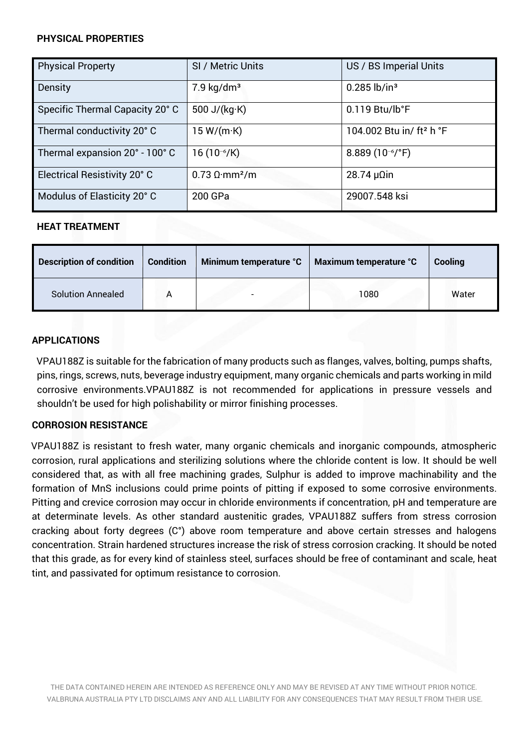## PHYSICAL PROPERTIES

| Physical Property | SI / Metric Units | US / BS Imperial Units |
|---|---|---|
| Density | 7.9 kg/dm³ | 0.285 lb/in³ |
| Specific Thermal Capacity 20° C | 500 J/(kg·K) | 0.119 Btu/lb°F |
| Thermal conductivity 20° C | 15 W/(m·K) | 104.002 Btu in/ ft² h °F |
| Thermal expansion 20° - 100° C | 16 ($10^{-6}$/K) | 8.889 ($10^{-6}$/°F) |
| Electrical Resistivity 20° C | 0.73 Ω·mm²/m | 28.74 μΩin |
| Modulus of Elasticity 20° C | 200 GPa | 29007.548 ksi |

## HEAT TREATMENT

| Description of condition | Condition | Minimum temperature °C | Maximum temperature °C | Cooling |
|---|---|---|---|---|
| Solution Annealed | A | - | 1080 | Water |

## APPLICATIONS

VPAU188Z is suitable for the fabrication of many products such as flanges, valves, bolting, pumps shafts, pins, rings, screws, nuts, beverage industry equipment, many organic chemicals and parts working in mild corrosive environments.VPAU188Z is not recommended for applications in pressure vessels and shouldn't be used for high polishability or mirror finishing processes.

## CORROSION RESISTANCE

VPAU188Z is resistant to fresh water, many organic chemicals and inorganic compounds, atmospheric corrosion, rural applications and sterilizing solutions where the chloride content is low. It should be well considered that, as with all free machining grades, Sulphur is added to improve machinability and the formation of MnS inclusions could prime points of pitting if exposed to some corrosive environments. Pitting and crevice corrosion may occur in chloride environments if concentration, pH and temperature are at determinate levels. As other standard austenitic grades, VPAU188Z suffers from stress corrosion cracking about forty degrees (C°) above room temperature and above certain stresses and halogens concentration. Strain hardened structures increase the risk of stress corrosion cracking. It should be noted that this grade, as for every kind of stainless steel, surfaces should be free of contaminant and scale, heat tint, and passivated for optimum resistance to corrosion.

THE DATA CONTAINED HEREIN ARE INTENDED AS REFERENCE ONLY AND MAY BE REVISED AT ANY TIME WITHOUT PRIOR NOTICE. VALBRUNA AUSTRALIA PTY LTD DISCLAIMS ANY AND ALL LIABILITY FOR ANY CONSEQUENCES THAT MAY RESULT FROM THEIR USE.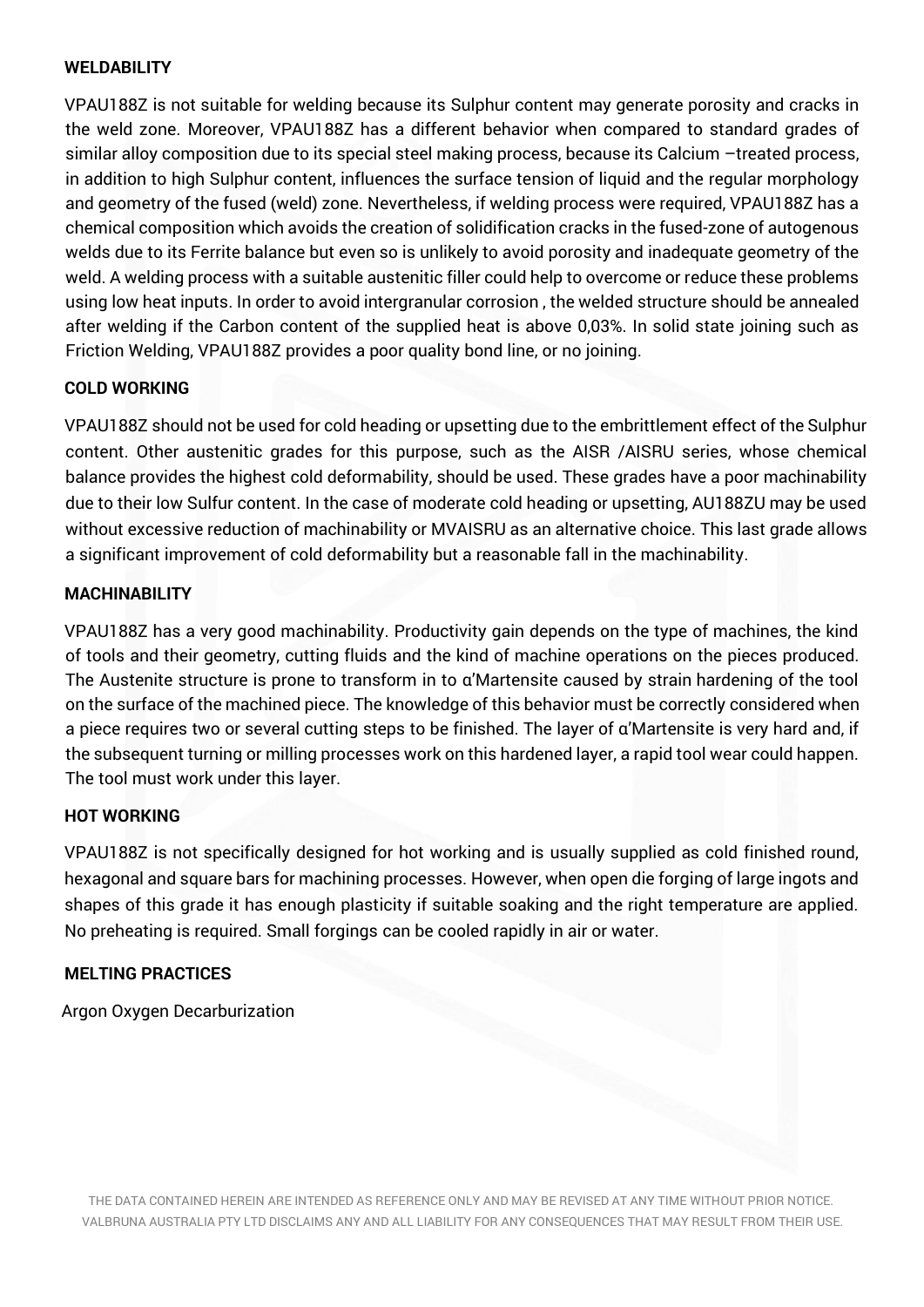## WELDABILITY

VPAU188Z is not suitable for welding because its Sulphur content may generate porosity and cracks in the weld zone. Moreover, VPAU188Z has a different behavior when compared to standard grades of similar alloy composition due to its special steel making process, because its Calcium –treated process, in addition to high Sulphur content, influences the surface tension of liquid and the regular morphology and geometry of the fused (weld) zone. Nevertheless, if welding process were required, VPAU188Z has a chemical composition which avoids the creation of solidification cracks in the fused-zone of autogenous welds due to its Ferrite balance but even so is unlikely to avoid porosity and inadequate geometry of the weld. A welding process with a suitable austenitic filler could help to overcome or reduce these problems using low heat inputs. In order to avoid intergranular corrosion , the welded structure should be annealed after welding if the Carbon content of the supplied heat is above 0,03%. In solid state joining such as Friction Welding, VPAU188Z provides a poor quality bond line, or no joining.

## COLD WORKING

VPAU188Z should not be used for cold heading or upsetting due to the embrittlement effect of the Sulphur content. Other austenitic grades for this purpose, such as the AISR /AISRU series, whose chemical balance provides the highest cold deformability, should be used. These grades have a poor machinability due to their low Sulfur content. In the case of moderate cold heading or upsetting, AU188ZU may be used without excessive reduction of machinability or MVAISRU as an alternative choice. This last grade allows a significant improvement of cold deformability but a reasonable fall in the machinability.

## MACHINABILITY

VPAU188Z has a very good machinability. Productivity gain depends on the type of machines, the kind of tools and their geometry, cutting fluids and the kind of machine operations on the pieces produced. The Austenite structure is prone to transform in to α'Martensite caused by strain hardening of the tool on the surface of the machined piece. The knowledge of this behavior must be correctly considered when a piece requires two or several cutting steps to be finished. The layer of α'Martensite is very hard and, if the subsequent turning or milling processes work on this hardened layer, a rapid tool wear could happen. The tool must work under this layer.

## HOT WORKING

VPAU188Z is not specifically designed for hot working and is usually supplied as cold finished round, hexagonal and square bars for machining processes. However, when open die forging of large ingots and shapes of this grade it has enough plasticity if suitable soaking and the right temperature are applied. No preheating is required. Small forgings can be cooled rapidly in air or water.

## MELTING PRACTICES

Argon Oxygen Decarburization

THE DATA CONTAINED HEREIN ARE INTENDED AS REFERENCE ONLY AND MAY BE REVISED AT ANY TIME WITHOUT PRIOR NOTICE. VALBRUNA AUSTRALIA PTY LTD DISCLAIMS ANY AND ALL LIABILITY FOR ANY CONSEQUENCES THAT MAY RESULT FROM THEIR USE.